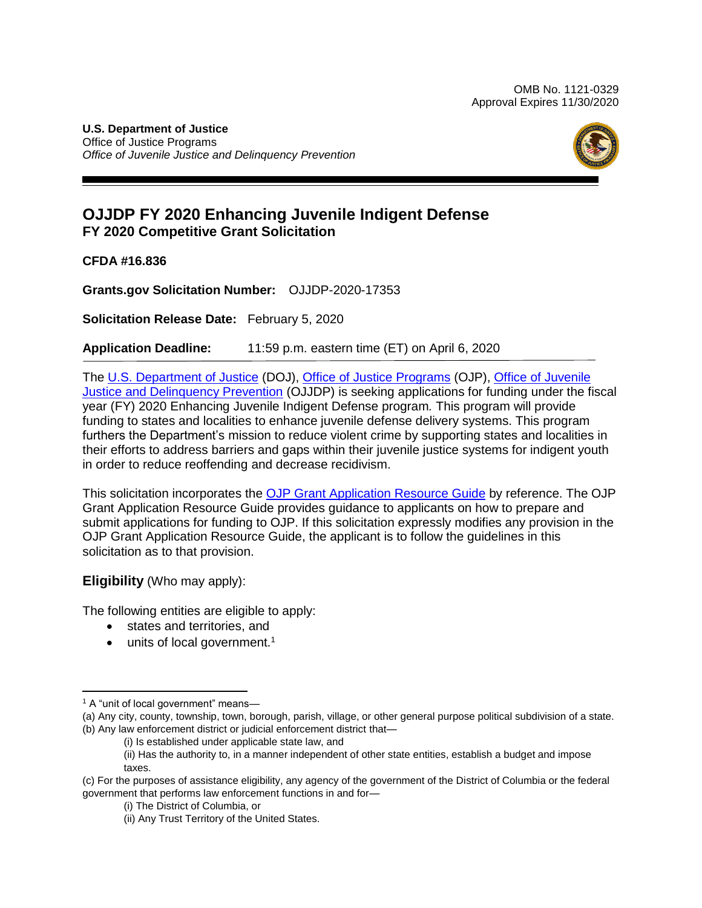OMB No. 1121-0329
Approval Expires 11/30/2020

**U.S. Department of Justice**
Office of Justice Programs
*Office of Juvenile Justice and Delinquency Prevention*

# OJJDP FY 2020 Enhancing Juvenile Indigent Defense
## FY 2020 Competitive Grant Solicitation

**CFDA #16.836**

**Grants.gov Solicitation Number:** OJJDP-2020-17353

**Solicitation Release Date:** February 5, 2020

**Application Deadline:** 11:59 p.m. eastern time (ET) on April 6, 2020

The U.S. Department of Justice (DOJ), Office of Justice Programs (OJP), Office of Juvenile Justice and Delinquency Prevention (OJJDP) is seeking applications for funding under the fiscal year (FY) 2020 Enhancing Juvenile Indigent Defense program*.* This program will provide funding to states and localities to enhance juvenile defense delivery systems. This program furthers the Department's mission to reduce violent crime by supporting states and localities in their efforts to address barriers and gaps within their juvenile justice systems for indigent youth in order to reduce reoffending and decrease recidivism.

This solicitation incorporates the OJP Grant Application Resource Guide by reference. The OJP Grant Application Resource Guide provides guidance to applicants on how to prepare and submit applications for funding to OJP. If this solicitation expressly modifies any provision in the OJP Grant Application Resource Guide, the applicant is to follow the guidelines in this solicitation as to that provision.

**Eligibility** (Who may apply):

The following entities are eligible to apply:

- states and territories, and
- units of local government.[1]

---

[1] A "unit of local government" means—

(a) Any city, county, township, town, borough, parish, village, or other general purpose political subdivision of a state.

(b) Any law enforcement district or judicial enforcement district that—

(i) Is established under applicable state law, and

(ii) Has the authority to, in a manner independent of other state entities, establish a budget and impose taxes.

(c) For the purposes of assistance eligibility, any agency of the government of the District of Columbia or the federal government that performs law enforcement functions in and for—

(i) The District of Columbia, or

(ii) Any Trust Territory of the United States.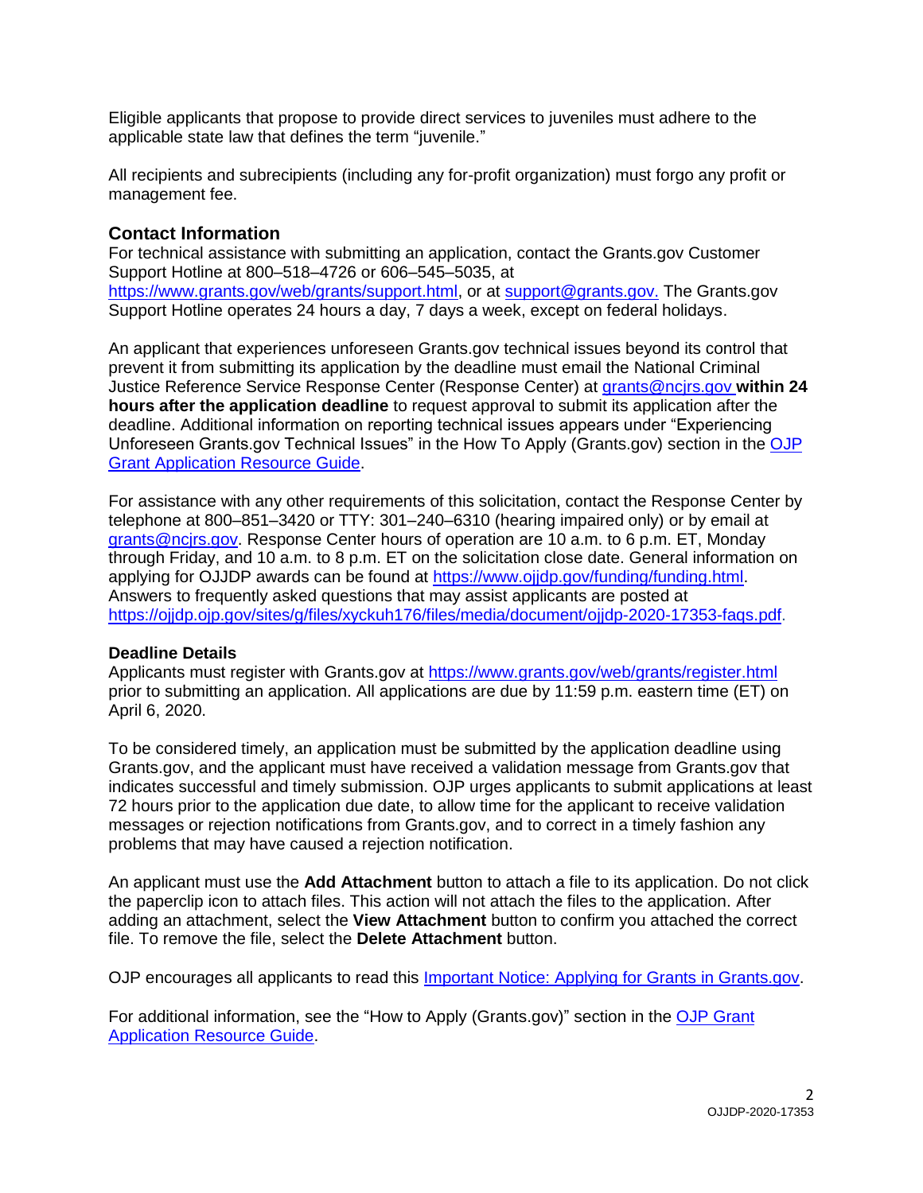Eligible applicants that propose to provide direct services to juveniles must adhere to the applicable state law that defines the term "juvenile."

All recipients and subrecipients (including any for-profit organization) must forgo any profit or management fee.

## Contact Information

For technical assistance with submitting an application, contact the Grants.gov Customer Support Hotline at 800–518–4726 or 606–545–5035, at https://www.grants.gov/web/grants/support.html, or at support@grants.gov. The Grants.gov Support Hotline operates 24 hours a day, 7 days a week, except on federal holidays.

An applicant that experiences unforeseen Grants.gov technical issues beyond its control that prevent it from submitting its application by the deadline must email the National Criminal Justice Reference Service Response Center (Response Center) at grants@ncjrs.gov **within 24 hours after the application deadline** to request approval to submit its application after the deadline. Additional information on reporting technical issues appears under "Experiencing Unforeseen Grants.gov Technical Issues" in the How To Apply (Grants.gov) section in the OJP Grant Application Resource Guide.

For assistance with any other requirements of this solicitation, contact the Response Center by telephone at 800–851–3420 or TTY: 301–240–6310 (hearing impaired only) or by email at grants@ncjrs.gov. Response Center hours of operation are 10 a.m. to 6 p.m. ET, Monday through Friday, and 10 a.m. to 8 p.m. ET on the solicitation close date. General information on applying for OJJDP awards can be found at https://www.ojjdp.gov/funding/funding.html. Answers to frequently asked questions that may assist applicants are posted at https://ojjdp.ojp.gov/sites/g/files/xyckuh176/files/media/document/ojjdp-2020-17353-faqs.pdf.

### Deadline Details

Applicants must register with Grants.gov at https://www.grants.gov/web/grants/register.html prior to submitting an application. All applications are due by 11:59 p.m. eastern time (ET) on April 6, 2020.

To be considered timely, an application must be submitted by the application deadline using Grants.gov, and the applicant must have received a validation message from Grants.gov that indicates successful and timely submission. OJP urges applicants to submit applications at least 72 hours prior to the application due date, to allow time for the applicant to receive validation messages or rejection notifications from Grants.gov, and to correct in a timely fashion any problems that may have caused a rejection notification.

An applicant must use the **Add Attachment** button to attach a file to its application. Do not click the paperclip icon to attach files. This action will not attach the files to the application. After adding an attachment, select the **View Attachment** button to confirm you attached the correct file. To remove the file, select the **Delete Attachment** button.

OJP encourages all applicants to read this Important Notice: Applying for Grants in Grants.gov.

For additional information, see the "How to Apply (Grants.gov)" section in the OJP Grant Application Resource Guide.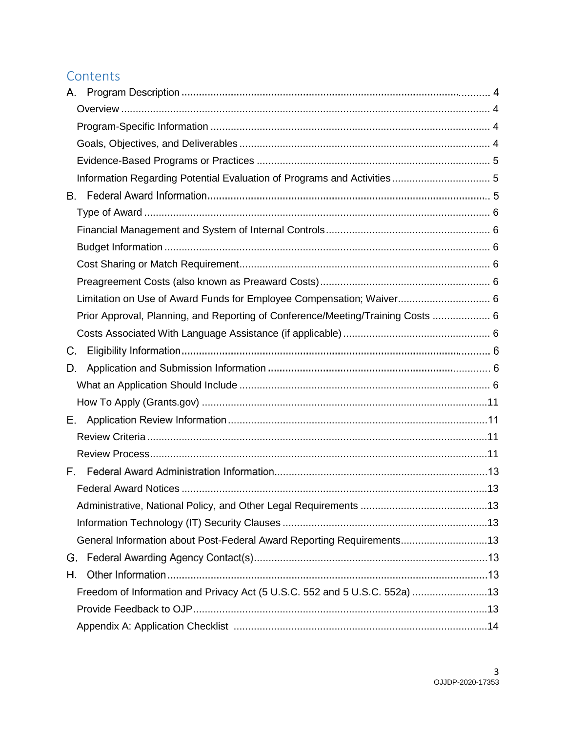## Contents

A. Program Description ........................................................................................................ 4

- Overview ............................................................................................................................ 4
- Program-Specific Information ........................................................................................... 4
- Goals, Objectives, and Deliverables ................................................................................. 4
- Evidence-Based Programs or Practices ............................................................................ 5
- Information Regarding Potential Evaluation of Programs and Activities ............................. 5

B. Federal Award Information ................................................................................................ 5

- Type of Award .................................................................................................................... 6
- Financial Management and System of Internal Controls .................................................... 6
- Budget Information ............................................................................................................. 6
- Cost Sharing or Match Requirement .................................................................................. 6
- Preagreement Costs (also known as Preaward Costs) ...................................................... 6
- Limitation on Use of Award Funds for Employee Compensation; Waiver ............................ 6
- Prior Approval, Planning, and Reporting of Conference/Meeting/Training Costs ................ 6
- Costs Associated With Language Assistance (if applicable) .............................................. 6

C. Eligibility Information ......................................................................................................... 6

D. Application and Submission Information .......................................................................... 6

- What an Application Should Include .................................................................................. 6
- How To Apply (Grants.gov) ............................................................................................... 11

E. Application Review Information ....................................................................................... 11

- Review Criteria .................................................................................................................. 11
- Review Process ................................................................................................................. 11

F. Federal Award Administration Information ....................................................................... 13

- Federal Award Notices ...................................................................................................... 13
- Administrative, National Policy, and Other Legal Requirements ....................................... 13
- Information Technology (IT) Security Clauses .................................................................. 13
- General Information about Post-Federal Award Reporting Requirements ......................... 13

G. Federal Awarding Agency Contact(s) ............................................................................... 13

H. Other Information ............................................................................................................. 13

- Freedom of Information and Privacy Act (5 U.S.C. 552 and 5 U.S.C. 552a) ..................... 13
- Provide Feedback to OJP .................................................................................................. 13
- Appendix A: Application Checklist .................................................................................... 14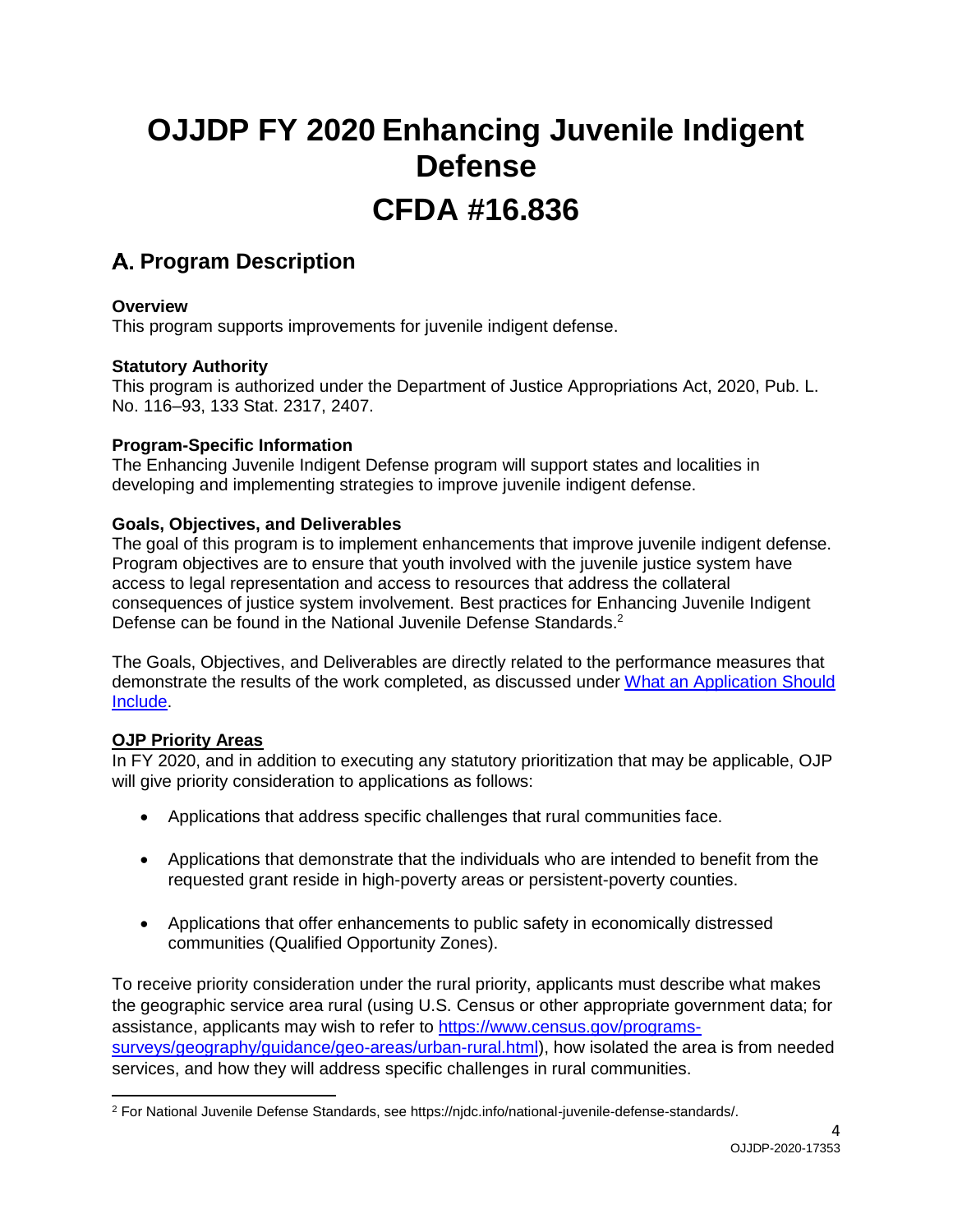# OJJDP FY 2020 Enhancing Juvenile Indigent Defense

# CFDA #16.836

## A. Program Description

**Overview**

This program supports improvements for juvenile indigent defense.

**Statutory Authority**

This program is authorized under the Department of Justice Appropriations Act, 2020, Pub. L. No. 116–93, 133 Stat. 2317, 2407.

**Program-Specific Information**

The Enhancing Juvenile Indigent Defense program will support states and localities in developing and implementing strategies to improve juvenile indigent defense.

**Goals, Objectives, and Deliverables**

The goal of this program is to implement enhancements that improve juvenile indigent defense. Program objectives are to ensure that youth involved with the juvenile justice system have access to legal representation and access to resources that address the collateral consequences of justice system involvement. Best practices for Enhancing Juvenile Indigent Defense can be found in the National Juvenile Defense Standards.[2]

The Goals, Objectives, and Deliverables are directly related to the performance measures that demonstrate the results of the work completed, as discussed under [What an Application Should Include](#).

**OJP Priority Areas**

In FY 2020, and in addition to executing any statutory prioritization that may be applicable, OJP will give priority consideration to applications as follows:

- Applications that address specific challenges that rural communities face.
- Applications that demonstrate that the individuals who are intended to benefit from the requested grant reside in high-poverty areas or persistent-poverty counties.
- Applications that offer enhancements to public safety in economically distressed communities (Qualified Opportunity Zones).

To receive priority consideration under the rural priority, applicants must describe what makes the geographic service area rural (using U.S. Census or other appropriate government data; for assistance, applicants may wish to refer to [https://www.census.gov/programs-surveys/geography/guidance/geo-areas/urban-rural.html](https://www.census.gov/programs-surveys/geography/guidance/geo-areas/urban-rural.html)), how isolated the area is from needed services, and how they will address specific challenges in rural communities.

---

[2] For National Juvenile Defense Standards, see https://njdc.info/national-juvenile-defense-standards/.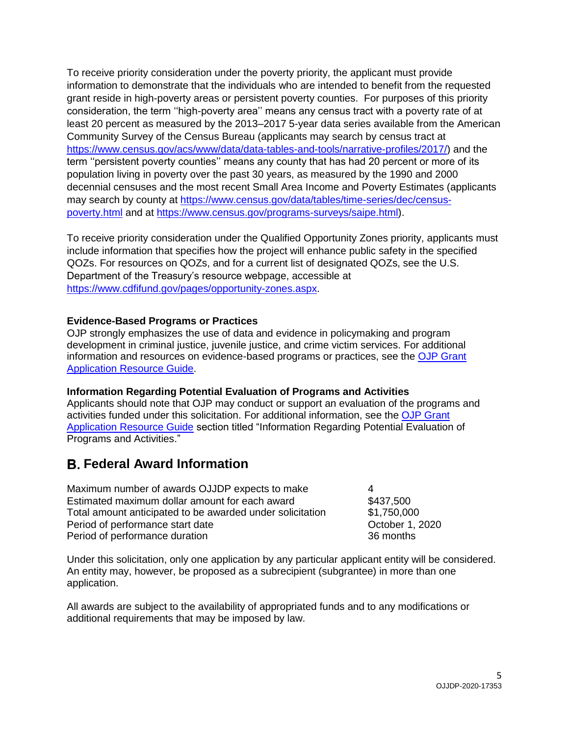To receive priority consideration under the poverty priority, the applicant must provide information to demonstrate that the individuals who are intended to benefit from the requested grant reside in high-poverty areas or persistent poverty counties. For purposes of this priority consideration, the term ''high-poverty area'' means any census tract with a poverty rate of at least 20 percent as measured by the 2013–2017 5-year data series available from the American Community Survey of the Census Bureau (applicants may search by census tract at [https://www.census.gov/acs/www/data/data-tables-and-tools/narrative-profiles/2017/](https://www.census.gov/acs/www/data/data-tables-and-tools/narrative-profiles/2017/)) and the term ''persistent poverty counties'' means any county that has had 20 percent or more of its population living in poverty over the past 30 years, as measured by the 1990 and 2000 decennial censuses and the most recent Small Area Income and Poverty Estimates (applicants may search by county at [https://www.census.gov/data/tables/time-series/dec/census-poverty.html](https://www.census.gov/data/tables/time-series/dec/census-poverty.html) and at [https://www.census.gov/programs-surveys/saipe.html](https://www.census.gov/programs-surveys/saipe.html)).

To receive priority consideration under the Qualified Opportunity Zones priority, applicants must include information that specifies how the project will enhance public safety in the specified QOZs. For resources on QOZs, and for a current list of designated QOZs, see the U.S. Department of the Treasury's resource webpage, accessible at [https://www.cdfifund.gov/pages/opportunity-zones.aspx](https://www.cdfifund.gov/pages/opportunity-zones.aspx).

**Evidence-Based Programs or Practices**

OJP strongly emphasizes the use of data and evidence in policymaking and program development in criminal justice, juvenile justice, and crime victim services. For additional information and resources on evidence-based programs or practices, see the OJP Grant Application Resource Guide.

**Information Regarding Potential Evaluation of Programs and Activities**

Applicants should note that OJP may conduct or support an evaluation of the programs and activities funded under this solicitation. For additional information, see the OJP Grant Application Resource Guide section titled "Information Regarding Potential Evaluation of Programs and Activities."

## B. Federal Award Information

| | |
|---|---|
| Maximum number of awards OJJDP expects to make | 4 |
| Estimated maximum dollar amount for each award | $437,500 |
| Total amount anticipated to be awarded under solicitation | $1,750,000 |
| Period of performance start date | October 1, 2020 |
| Period of performance duration | 36 months |

Under this solicitation, only one application by any particular applicant entity will be considered. An entity may, however, be proposed as a subrecipient (subgrantee) in more than one application.

All awards are subject to the availability of appropriated funds and to any modifications or additional requirements that may be imposed by law.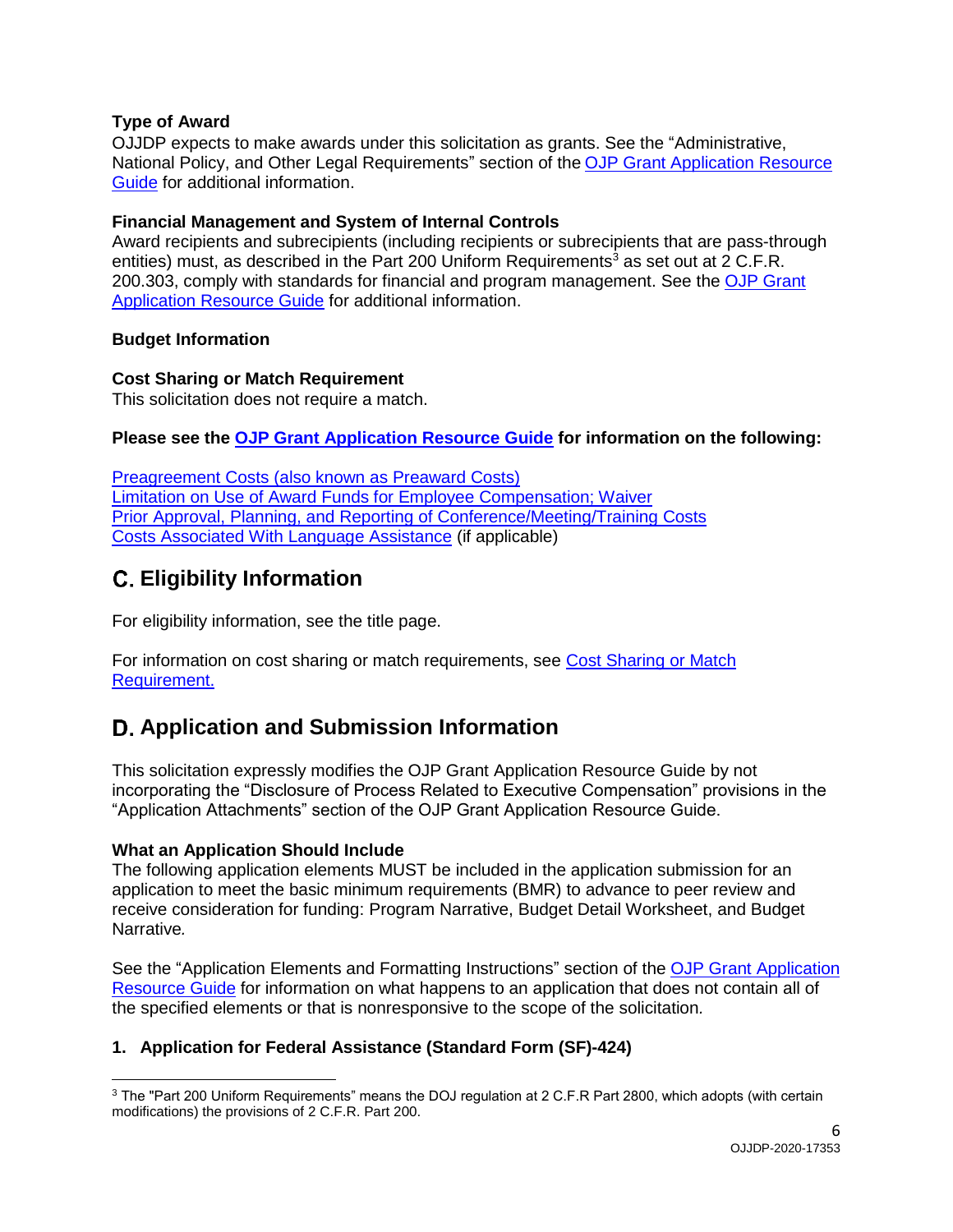**Type of Award**
OJJDP expects to make awards under this solicitation as grants. See the "Administrative, National Policy, and Other Legal Requirements" section of the [OJP Grant Application Resource Guide](OJP Grant Application Resource Guide) for additional information.

**Financial Management and System of Internal Controls**
Award recipients and subrecipients (including recipients or subrecipients that are pass-through entities) must, as described in the Part 200 Uniform Requirements[3] as set out at 2 C.F.R. 200.303, comply with standards for financial and program management. See the OJP Grant Application Resource Guide for additional information.

**Budget Information**

**Cost Sharing or Match Requirement**
This solicitation does not require a match.

**Please see the OJP Grant Application Resource Guide for information on the following:**

Preagreement Costs (also known as Preaward Costs)
Limitation on Use of Award Funds for Employee Compensation; Waiver
Prior Approval, Planning, and Reporting of Conference/Meeting/Training Costs
Costs Associated With Language Assistance (if applicable)

## C. Eligibility Information

For eligibility information, see the title page.

For information on cost sharing or match requirements, see Cost Sharing or Match Requirement.

## D. Application and Submission Information

This solicitation expressly modifies the OJP Grant Application Resource Guide by not incorporating the "Disclosure of Process Related to Executive Compensation" provisions in the "Application Attachments" section of the OJP Grant Application Resource Guide.

**What an Application Should Include**
The following application elements MUST be included in the application submission for an application to meet the basic minimum requirements (BMR) to advance to peer review and receive consideration for funding: Program Narrative, Budget Detail Worksheet, and Budget Narrative*.*

See the "Application Elements and Formatting Instructions" section of the OJP Grant Application Resource Guide for information on what happens to an application that does not contain all of the specified elements or that is nonresponsive to the scope of the solicitation*.*

**1. Application for Federal Assistance (Standard Form (SF)-424)**

[3] The "Part 200 Uniform Requirements" means the DOJ regulation at 2 C.F.R Part 2800, which adopts (with certain modifications) the provisions of 2 C.F.R. Part 200.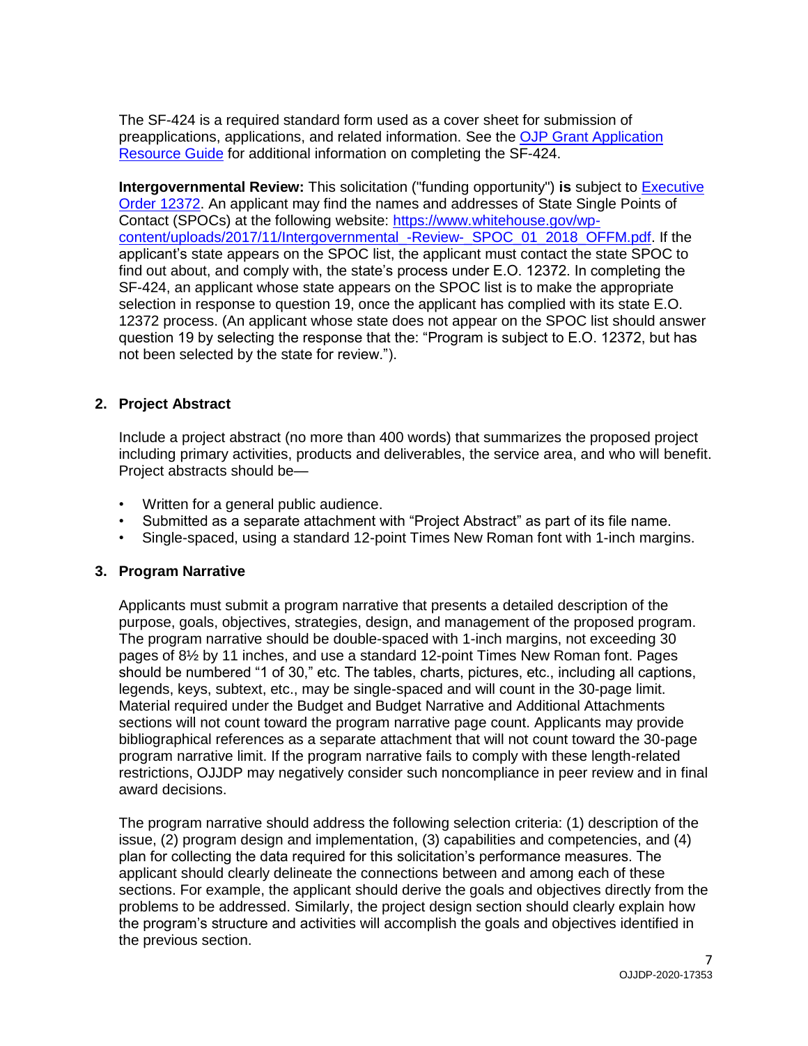The SF-424 is a required standard form used as a cover sheet for submission of preapplications, applications, and related information. See the [OJP Grant Application Resource Guide](#) for additional information on completing the SF-424.

**Intergovernmental Review:** This solicitation ("funding opportunity") **is** subject to [Executive Order 12372](#). An applicant may find the names and addresses of State Single Points of Contact (SPOCs) at the following website: [https://www.whitehouse.gov/wp-content/uploads/2017/11/Intergovernmental_-Review-_SPOC_01_2018_OFFM.pdf](https://www.whitehouse.gov/wp-content/uploads/2017/11/Intergovernmental_-Review-_SPOC_01_2018_OFFM.pdf). If the applicant's state appears on the SPOC list, the applicant must contact the state SPOC to find out about, and comply with, the state's process under E.O. 12372. In completing the SF-424, an applicant whose state appears on the SPOC list is to make the appropriate selection in response to question 19, once the applicant has complied with its state E.O. 12372 process. (An applicant whose state does not appear on the SPOC list should answer question 19 by selecting the response that the: "Program is subject to E.O. 12372, but has not been selected by the state for review.").

## 2. Project Abstract

Include a project abstract (no more than 400 words) that summarizes the proposed project including primary activities, products and deliverables, the service area, and who will benefit. Project abstracts should be—

- Written for a general public audience.
- Submitted as a separate attachment with "Project Abstract" as part of its file name.
- Single-spaced, using a standard 12-point Times New Roman font with 1-inch margins.

## 3. Program Narrative

Applicants must submit a program narrative that presents a detailed description of the purpose, goals, objectives, strategies, design, and management of the proposed program. The program narrative should be double-spaced with 1-inch margins, not exceeding 30 pages of 8½ by 11 inches, and use a standard 12-point Times New Roman font. Pages should be numbered "1 of 30," etc. The tables, charts, pictures, etc., including all captions, legends, keys, subtext, etc., may be single-spaced and will count in the 30-page limit. Material required under the Budget and Budget Narrative and Additional Attachments sections will not count toward the program narrative page count. Applicants may provide bibliographical references as a separate attachment that will not count toward the 30-page program narrative limit. If the program narrative fails to comply with these length-related restrictions, OJJDP may negatively consider such noncompliance in peer review and in final award decisions.

The program narrative should address the following selection criteria: (1) description of the issue, (2) program design and implementation, (3) capabilities and competencies, and (4) plan for collecting the data required for this solicitation's performance measures. The applicant should clearly delineate the connections between and among each of these sections. For example, the applicant should derive the goals and objectives directly from the problems to be addressed. Similarly, the project design section should clearly explain how the program's structure and activities will accomplish the goals and objectives identified in the previous section.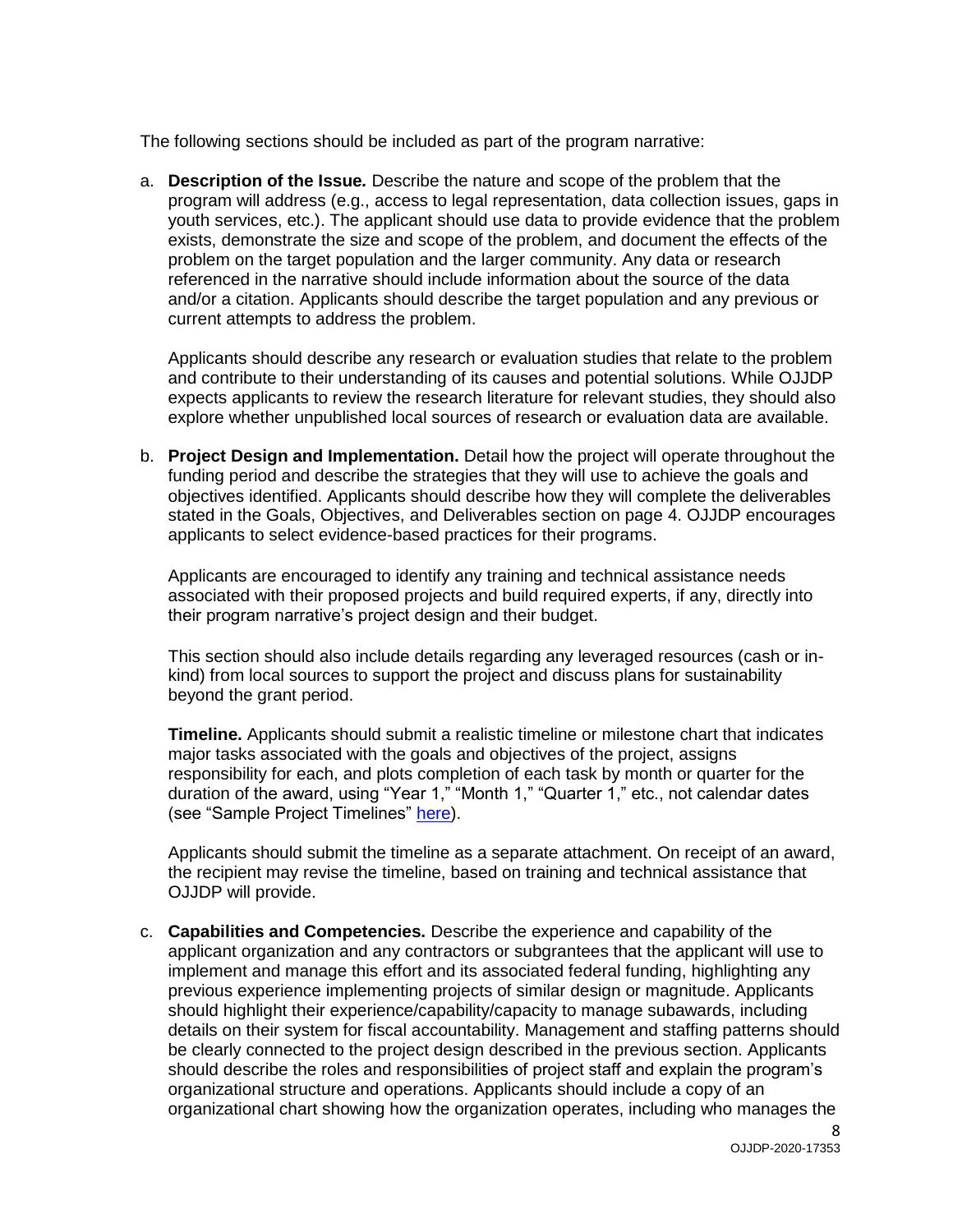The following sections should be included as part of the program narrative:

a. **Description of the Issue***.* Describe the nature and scope of the problem that the program will address (e.g., access to legal representation, data collection issues, gaps in youth services, etc.). The applicant should use data to provide evidence that the problem exists, demonstrate the size and scope of the problem, and document the effects of the problem on the target population and the larger community. Any data or research referenced in the narrative should include information about the source of the data and/or a citation. Applicants should describe the target population and any previous or current attempts to address the problem.

   Applicants should describe any research or evaluation studies that relate to the problem and contribute to their understanding of its causes and potential solutions. While OJJDP expects applicants to review the research literature for relevant studies, they should also explore whether unpublished local sources of research or evaluation data are available.

b. **Project Design and Implementation.** Detail how the project will operate throughout the funding period and describe the strategies that they will use to achieve the goals and objectives identified. Applicants should describe how they will complete the deliverables stated in the Goals, Objectives, and Deliverables section on page 4. OJJDP encourages applicants to select evidence-based practices for their programs.

   Applicants are encouraged to identify any training and technical assistance needs associated with their proposed projects and build required experts, if any, directly into their program narrative's project design and their budget.

   This section should also include details regarding any leveraged resources (cash or in-kind) from local sources to support the project and discuss plans for sustainability beyond the grant period.

   **Timeline.** Applicants should submit a realistic timeline or milestone chart that indicates major tasks associated with the goals and objectives of the project, assigns responsibility for each, and plots completion of each task by month or quarter for the duration of the award, using "Year 1," "Month 1," "Quarter 1," etc., not calendar dates (see "Sample Project Timelines" [here](here)).

   Applicants should submit the timeline as a separate attachment. On receipt of an award, the recipient may revise the timeline, based on training and technical assistance that OJJDP will provide.

c. **Capabilities and Competencies.** Describe the experience and capability of the applicant organization and any contractors or subgrantees that the applicant will use to implement and manage this effort and its associated federal funding, highlighting any previous experience implementing projects of similar design or magnitude. Applicants should highlight their experience/capability/capacity to manage subawards, including details on their system for fiscal accountability. Management and staffing patterns should be clearly connected to the project design described in the previous section. Applicants should describe the roles and responsibilities of project staff and explain the program's organizational structure and operations. Applicants should include a copy of an organizational chart showing how the organization operates, including who manages the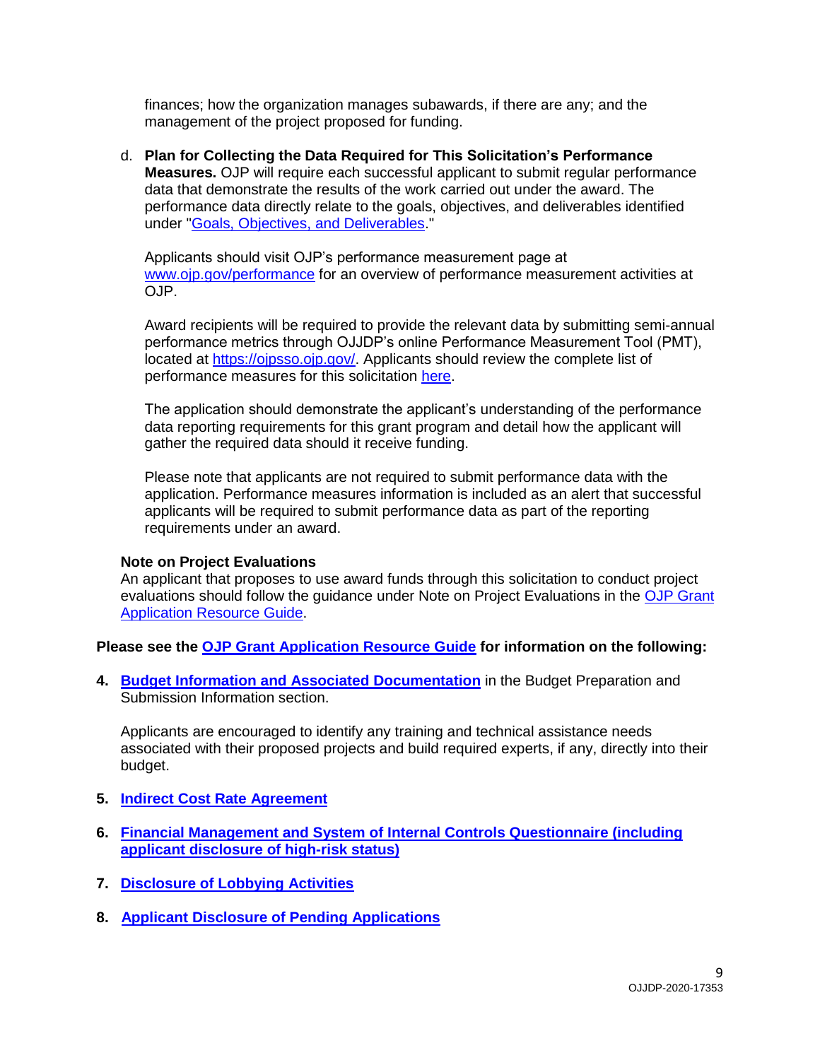finances; how the organization manages subawards, if there are any; and the management of the project proposed for funding.

d. **Plan for Collecting the Data Required for This Solicitation's Performance Measures.** OJP will require each successful applicant to submit regular performance data that demonstrate the results of the work carried out under the award. The performance data directly relate to the goals, objectives, and deliverables identified under "Goals, Objectives, and Deliverables."

   Applicants should visit OJP's performance measurement page at www.ojp.gov/performance for an overview of performance measurement activities at OJP.

   Award recipients will be required to provide the relevant data by submitting semi-annual performance metrics through OJJDP's online Performance Measurement Tool (PMT), located at https://ojpsso.ojp.gov/. Applicants should review the complete list of performance measures for this solicitation here.

   The application should demonstrate the applicant's understanding of the performance data reporting requirements for this grant program and detail how the applicant will gather the required data should it receive funding.

   Please note that applicants are not required to submit performance data with the application. Performance measures information is included as an alert that successful applicants will be required to submit performance data as part of the reporting requirements under an award.

**Note on Project Evaluations**
An applicant that proposes to use award funds through this solicitation to conduct project evaluations should follow the guidance under Note on Project Evaluations in the OJP Grant Application Resource Guide.

**Please see the OJP Grant Application Resource Guide for information on the following:**

4. **Budget Information and Associated Documentation** in the Budget Preparation and Submission Information section.

   Applicants are encouraged to identify any training and technical assistance needs associated with their proposed projects and build required experts, if any, directly into their budget.

5. **Indirect Cost Rate Agreement**

6. **Financial Management and System of Internal Controls Questionnaire (including applicant disclosure of high-risk status)**

7. **Disclosure of Lobbying Activities**

8. **Applicant Disclosure of Pending Applications**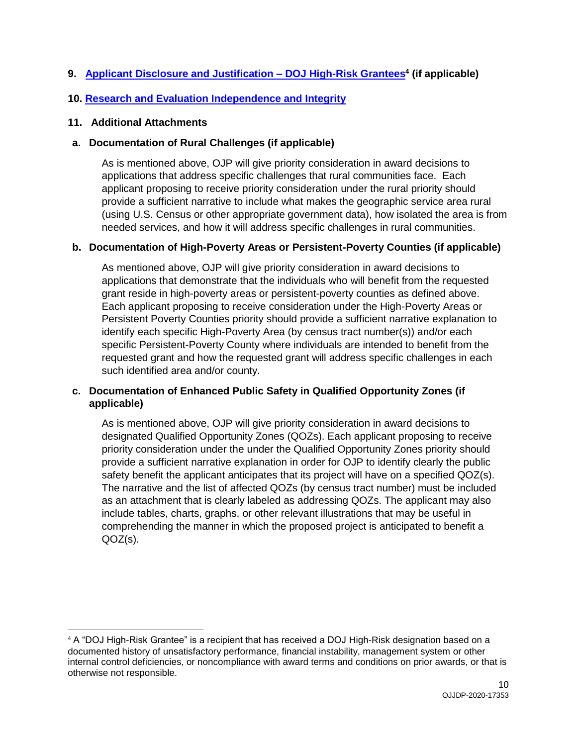**9. [Applicant Disclosure and Justification – DOJ High-Risk Grantees][4] (if applicable)**

**10. [Research and Evaluation Independence and Integrity]**

**11. Additional Attachments**

**a. Documentation of Rural Challenges (if applicable)**

As is mentioned above, OJP will give priority consideration in award decisions to applications that address specific challenges that rural communities face. Each applicant proposing to receive priority consideration under the rural priority should provide a sufficient narrative to include what makes the geographic service area rural (using U.S. Census or other appropriate government data), how isolated the area is from needed services, and how it will address specific challenges in rural communities.

**b. Documentation of High-Poverty Areas or Persistent-Poverty Counties (if applicable)**

As mentioned above, OJP will give priority consideration in award decisions to applications that demonstrate that the individuals who will benefit from the requested grant reside in high-poverty areas or persistent-poverty counties as defined above. Each applicant proposing to receive consideration under the High-Poverty Areas or Persistent Poverty Counties priority should provide a sufficient narrative explanation to identify each specific High-Poverty Area (by census tract number(s)) and/or each specific Persistent-Poverty County where individuals are intended to benefit from the requested grant and how the requested grant will address specific challenges in each such identified area and/or county.

**c. Documentation of Enhanced Public Safety in Qualified Opportunity Zones (if applicable)**

As is mentioned above, OJP will give priority consideration in award decisions to designated Qualified Opportunity Zones (QOZs). Each applicant proposing to receive priority consideration under the under the Qualified Opportunity Zones priority should provide a sufficient narrative explanation in order for OJP to identify clearly the public safety benefit the applicant anticipates that its project will have on a specified QOZ(s). The narrative and the list of affected QOZs (by census tract number) must be included as an attachment that is clearly labeled as addressing QOZs. The applicant may also include tables, charts, graphs, or other relevant illustrations that may be useful in comprehending the manner in which the proposed project is anticipated to benefit a QOZ(s).

---

[4] A "DOJ High-Risk Grantee" is a recipient that has received a DOJ High-Risk designation based on a documented history of unsatisfactory performance, financial instability, management system or other internal control deficiencies, or noncompliance with award terms and conditions on prior awards, or that is otherwise not responsible.

OJJDP-2020-17353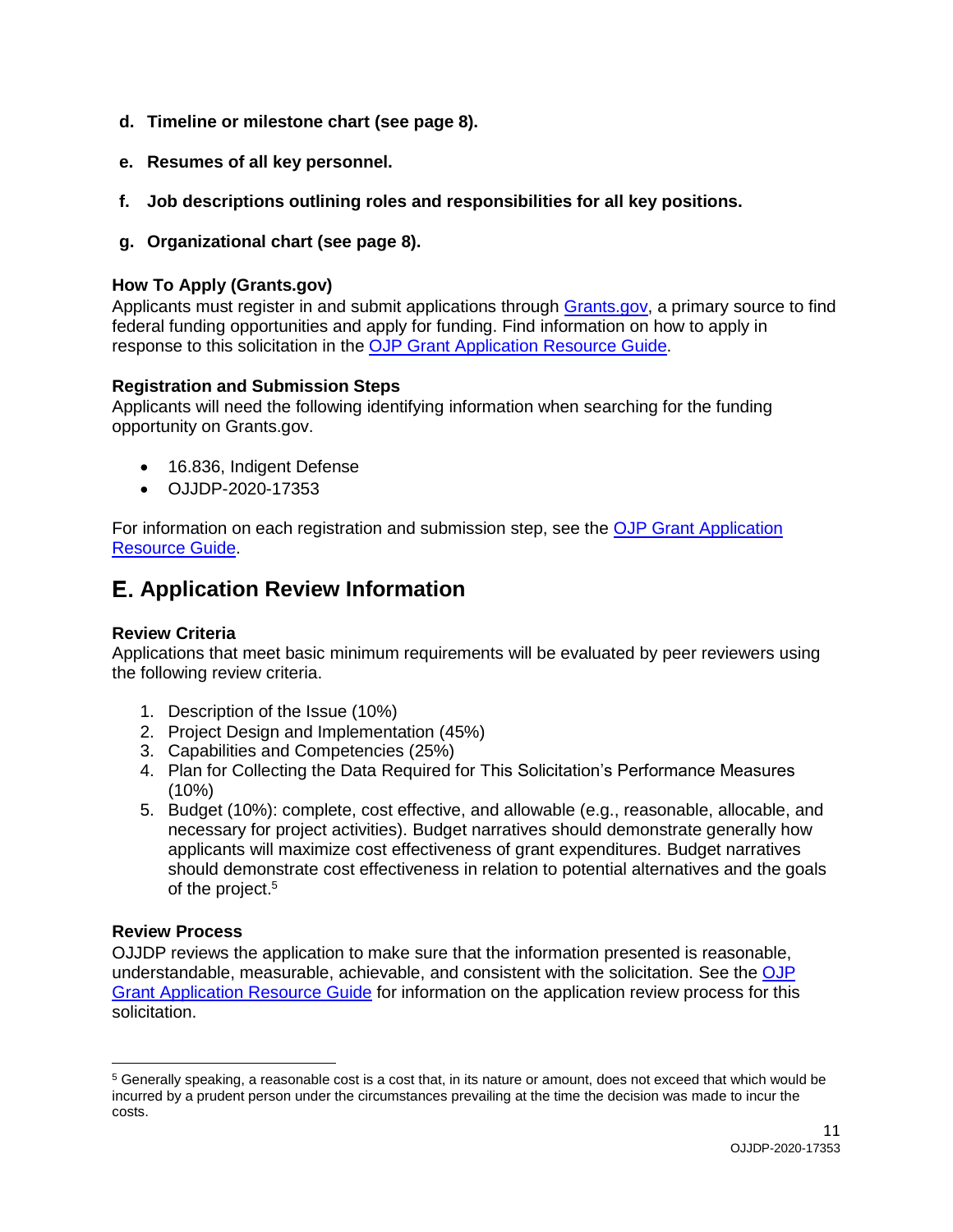**d. Timeline or milestone chart (see page 8).**

**e. Resumes of all key personnel.**

**f. Job descriptions outlining roles and responsibilities for all key positions.**

**g. Organizational chart (see page 8).**

### How To Apply (Grants.gov)

Applicants must register in and submit applications through Grants.gov, a primary source to find federal funding opportunities and apply for funding. Find information on how to apply in response to this solicitation in the OJP Grant Application Resource Guide.

### Registration and Submission Steps

Applicants will need the following identifying information when searching for the funding opportunity on Grants.gov.

- 16.836, Indigent Defense
- OJJDP-2020-17353

For information on each registration and submission step, see the OJP Grant Application Resource Guide.

## E. Application Review Information

### Review Criteria

Applications that meet basic minimum requirements will be evaluated by peer reviewers using the following review criteria.

1. Description of the Issue (10%)
2. Project Design and Implementation (45%)
3. Capabilities and Competencies (25%)
4. Plan for Collecting the Data Required for This Solicitation's Performance Measures (10%)
5. Budget (10%): complete, cost effective, and allowable (e.g., reasonable, allocable, and necessary for project activities). Budget narratives should demonstrate generally how applicants will maximize cost effectiveness of grant expenditures. Budget narratives should demonstrate cost effectiveness in relation to potential alternatives and the goals of the project.[5]

### Review Process

OJJDP reviews the application to make sure that the information presented is reasonable, understandable, measurable, achievable, and consistent with the solicitation. See the OJP Grant Application Resource Guide for information on the application review process for this solicitation.

[5] Generally speaking, a reasonable cost is a cost that, in its nature or amount, does not exceed that which would be incurred by a prudent person under the circumstances prevailing at the time the decision was made to incur the costs.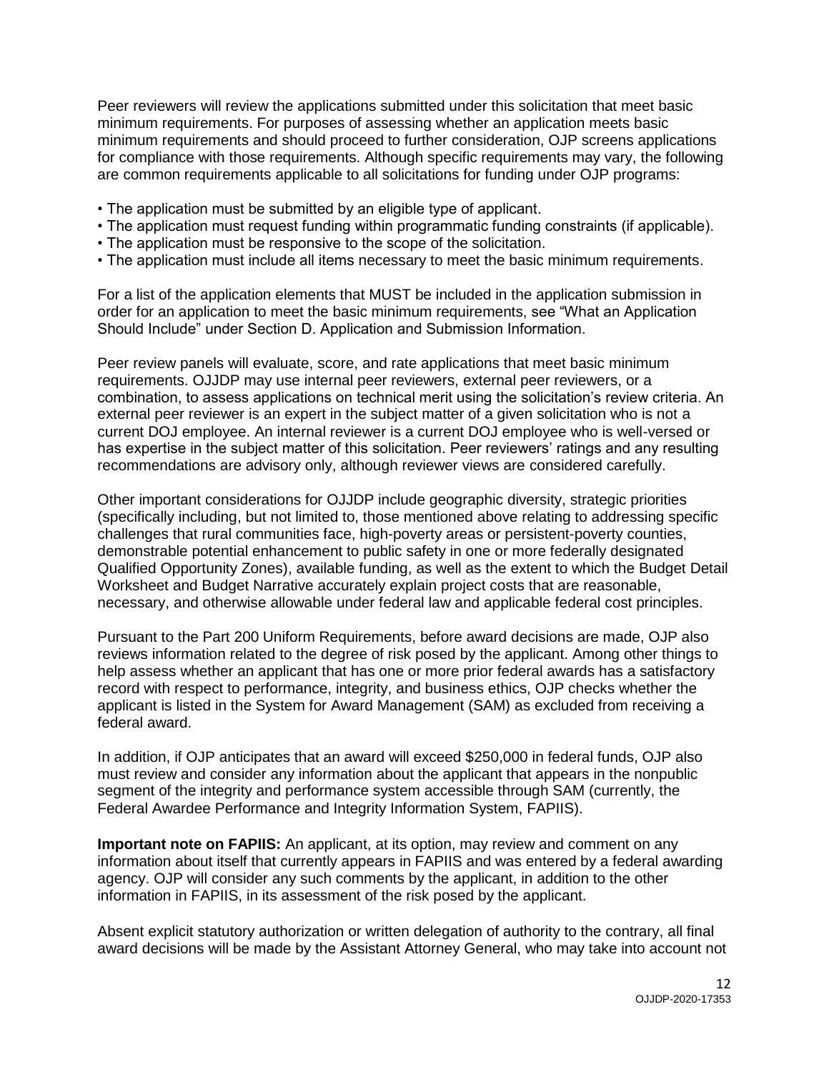Peer reviewers will review the applications submitted under this solicitation that meet basic minimum requirements. For purposes of assessing whether an application meets basic minimum requirements and should proceed to further consideration, OJP screens applications for compliance with those requirements. Although specific requirements may vary, the following are common requirements applicable to all solicitations for funding under OJP programs:

- The application must be submitted by an eligible type of applicant.
- The application must request funding within programmatic funding constraints (if applicable).
- The application must be responsive to the scope of the solicitation.
- The application must include all items necessary to meet the basic minimum requirements.

For a list of the application elements that MUST be included in the application submission in order for an application to meet the basic minimum requirements, see "What an Application Should Include" under Section D. Application and Submission Information.

Peer review panels will evaluate, score, and rate applications that meet basic minimum requirements. OJJDP may use internal peer reviewers, external peer reviewers, or a combination, to assess applications on technical merit using the solicitation's review criteria. An external peer reviewer is an expert in the subject matter of a given solicitation who is not a current DOJ employee. An internal reviewer is a current DOJ employee who is well-versed or has expertise in the subject matter of this solicitation. Peer reviewers' ratings and any resulting recommendations are advisory only, although reviewer views are considered carefully.

Other important considerations for OJJDP include geographic diversity, strategic priorities (specifically including, but not limited to, those mentioned above relating to addressing specific challenges that rural communities face, high-poverty areas or persistent-poverty counties, demonstrable potential enhancement to public safety in one or more federally designated Qualified Opportunity Zones), available funding, as well as the extent to which the Budget Detail Worksheet and Budget Narrative accurately explain project costs that are reasonable, necessary, and otherwise allowable under federal law and applicable federal cost principles.

Pursuant to the Part 200 Uniform Requirements, before award decisions are made, OJP also reviews information related to the degree of risk posed by the applicant. Among other things to help assess whether an applicant that has one or more prior federal awards has a satisfactory record with respect to performance, integrity, and business ethics, OJP checks whether the applicant is listed in the System for Award Management (SAM) as excluded from receiving a federal award.

In addition, if OJP anticipates that an award will exceed $250,000 in federal funds, OJP also must review and consider any information about the applicant that appears in the nonpublic segment of the integrity and performance system accessible through SAM (currently, the Federal Awardee Performance and Integrity Information System, FAPIIS).

**Important note on FAPIIS:** An applicant, at its option, may review and comment on any information about itself that currently appears in FAPIIS and was entered by a federal awarding agency. OJP will consider any such comments by the applicant, in addition to the other information in FAPIIS, in its assessment of the risk posed by the applicant.

Absent explicit statutory authorization or written delegation of authority to the contrary, all final award decisions will be made by the Assistant Attorney General, who may take into account not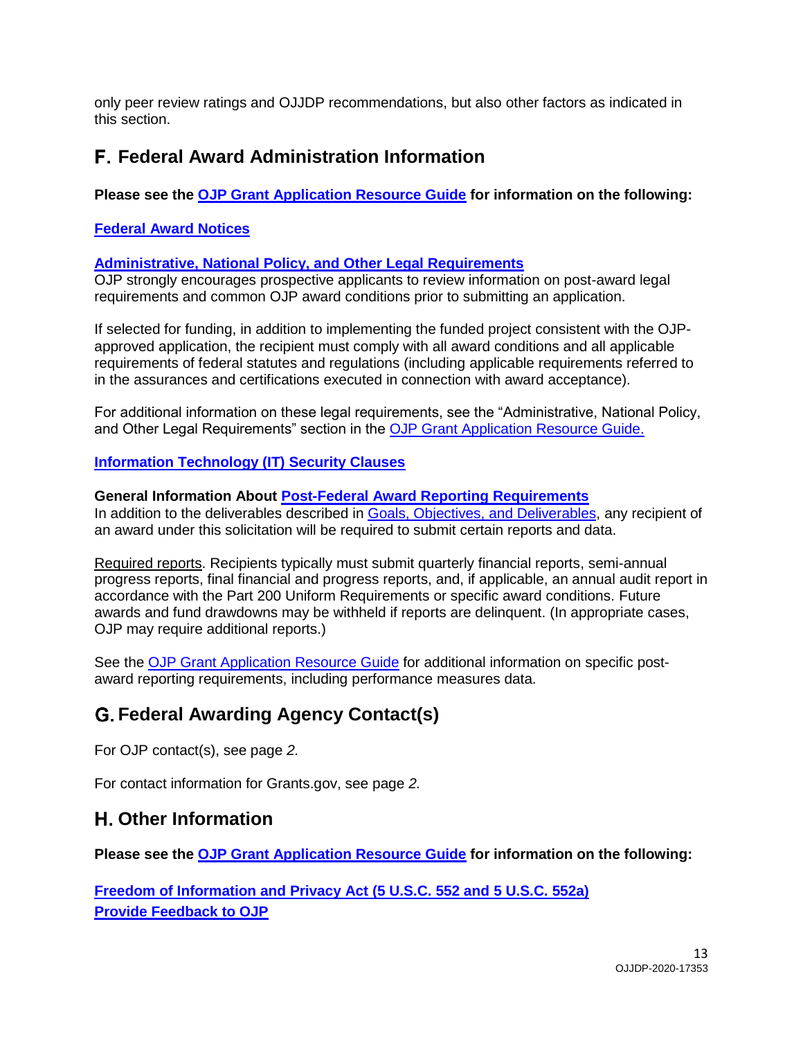only peer review ratings and OJJDP recommendations, but also other factors as indicated in this section.

## F. Federal Award Administration Information

**Please see the OJP Grant Application Resource Guide for information on the following:**

**Federal Award Notices**

**Administrative, National Policy, and Other Legal Requirements**

OJP strongly encourages prospective applicants to review information on post-award legal requirements and common OJP award conditions prior to submitting an application.

If selected for funding, in addition to implementing the funded project consistent with the OJP-approved application, the recipient must comply with all award conditions and all applicable requirements of federal statutes and regulations (including applicable requirements referred to in the assurances and certifications executed in connection with award acceptance).

For additional information on these legal requirements, see the "Administrative, National Policy, and Other Legal Requirements" section in the OJP Grant Application Resource Guide.

**Information Technology (IT) Security Clauses**

**General Information About Post-Federal Award Reporting Requirements**

In addition to the deliverables described in Goals, Objectives, and Deliverables, any recipient of an award under this solicitation will be required to submit certain reports and data.

Required reports. Recipients typically must submit quarterly financial reports, semi-annual progress reports, final financial and progress reports, and, if applicable, an annual audit report in accordance with the Part 200 Uniform Requirements or specific award conditions. Future awards and fund drawdowns may be withheld if reports are delinquent. (In appropriate cases, OJP may require additional reports.)

See the OJP Grant Application Resource Guide for additional information on specific post-award reporting requirements, including performance measures data.

## G. Federal Awarding Agency Contact(s)

For OJP contact(s), see page *2.*

For contact information for Grants.gov, see page *2.*

## H. Other Information

**Please see the OJP Grant Application Resource Guide for information on the following:**

**Freedom of Information and Privacy Act (5 U.S.C. 552 and 5 U.S.C. 552a)**
**Provide Feedback to OJP**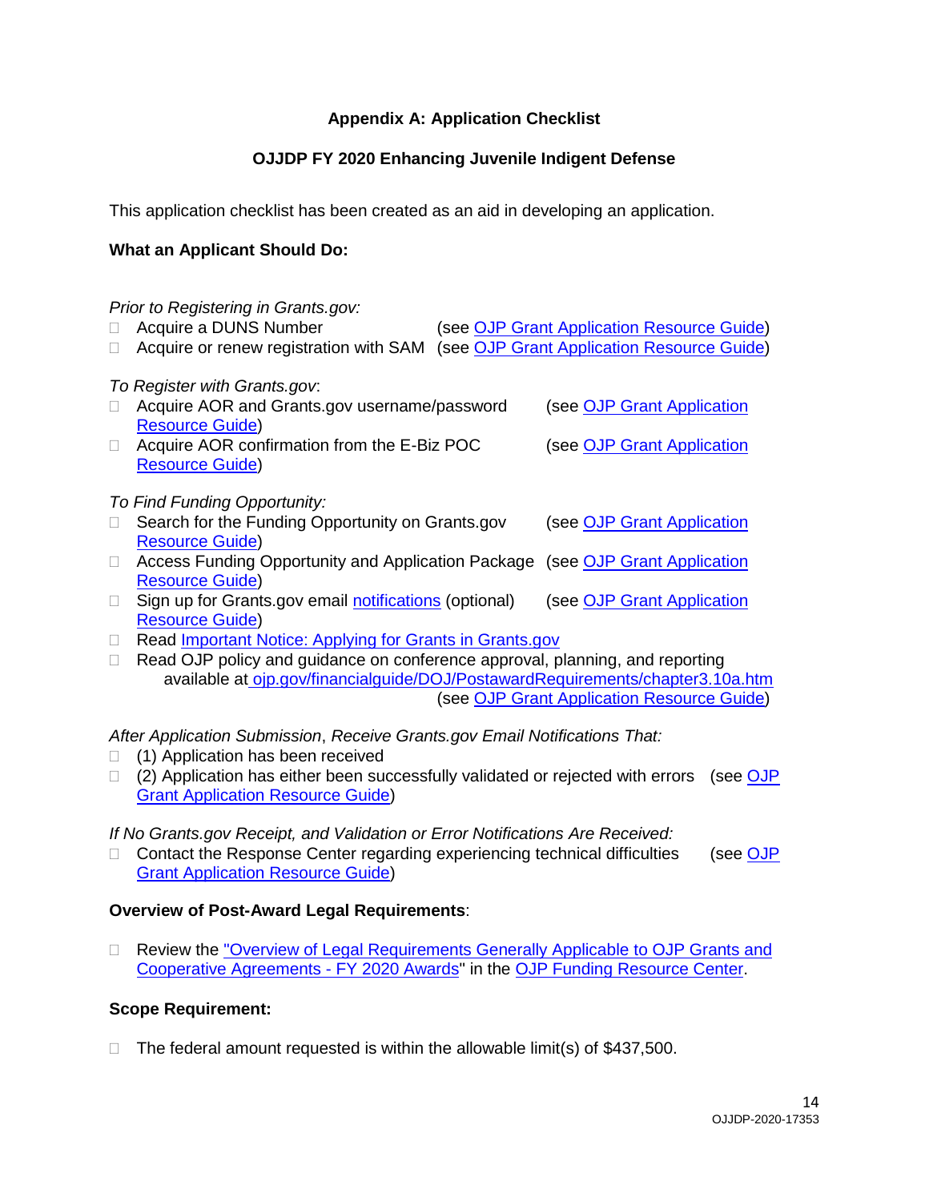## Appendix A: Application Checklist

### OJJDP FY 2020 Enhancing Juvenile Indigent Defense

This application checklist has been created as an aid in developing an application.

**What an Applicant Should Do:**

*Prior to Registering in Grants.gov:*

- ☐ Acquire a DUNS Number (see OJP Grant Application Resource Guide)
- ☐ Acquire or renew registration with SAM (see OJP Grant Application Resource Guide)

*To Register with Grants.gov*:

- ☐ Acquire AOR and Grants.gov username/password (see OJP Grant Application Resource Guide)
- ☐ Acquire AOR confirmation from the E-Biz POC (see OJP Grant Application Resource Guide)

*To Find Funding Opportunity:*

- ☐ Search for the Funding Opportunity on Grants.gov (see OJP Grant Application Resource Guide)
- ☐ Access Funding Opportunity and Application Package (see OJP Grant Application Resource Guide)
- ☐ Sign up for Grants.gov email notifications (optional) (see OJP Grant Application Resource Guide)
- ☐ Read Important Notice: Applying for Grants in Grants.gov
- ☐ Read OJP policy and guidance on conference approval, planning, and reporting available at ojp.gov/financialguide/DOJ/PostawardRequirements/chapter3.10a.htm (see OJP Grant Application Resource Guide)

*After Application Submission, Receive Grants.gov Email Notifications That:*

- ☐ (1) Application has been received
- ☐ (2) Application has either been successfully validated or rejected with errors (see OJP Grant Application Resource Guide)

*If No Grants.gov Receipt, and Validation or Error Notifications Are Received:*

- ☐ Contact the Response Center regarding experiencing technical difficulties (see OJP Grant Application Resource Guide)

**Overview of Post-Award Legal Requirements**:

- ☐ Review the "Overview of Legal Requirements Generally Applicable to OJP Grants and Cooperative Agreements - FY 2020 Awards" in the OJP Funding Resource Center.

**Scope Requirement:**

- ☐ The federal amount requested is within the allowable limit(s) of $437,500.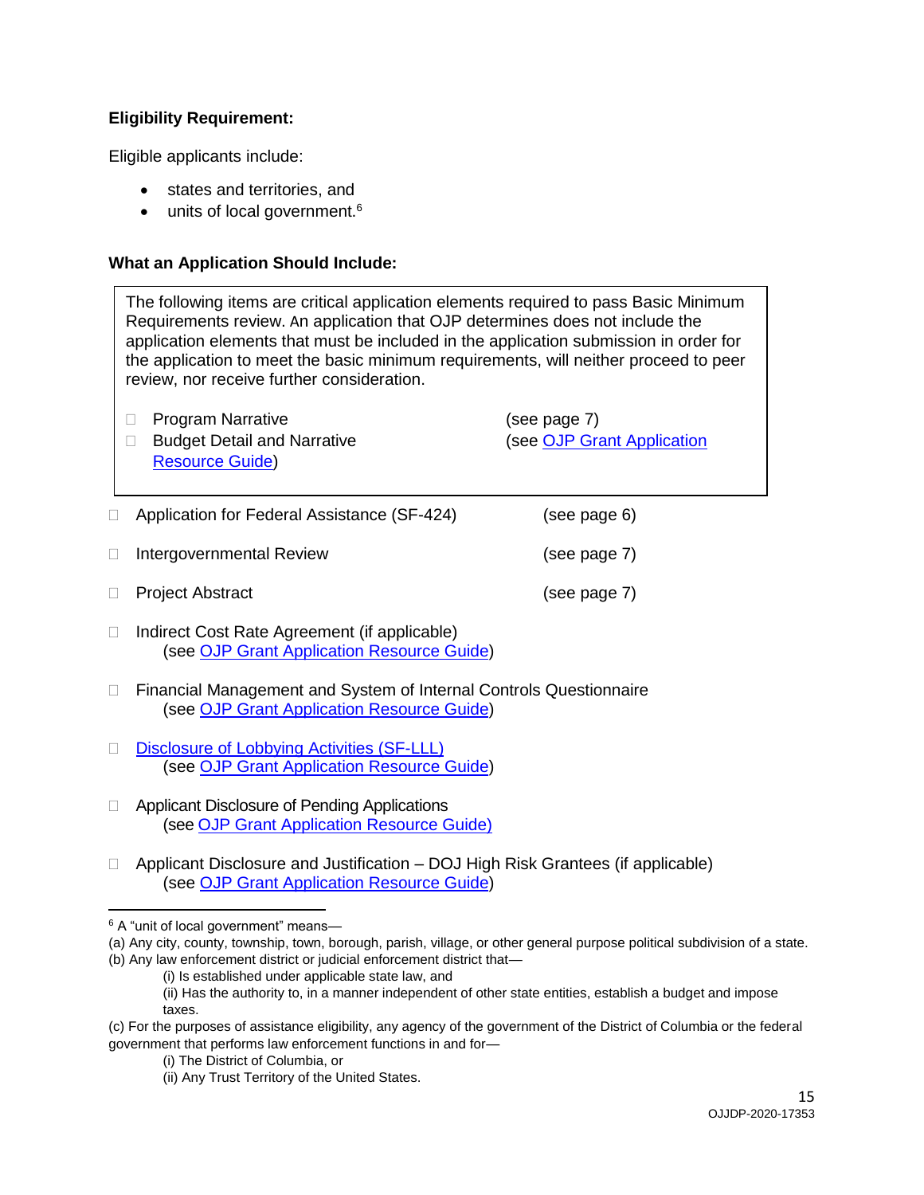**Eligibility Requirement:**

Eligible applicants include:

- states and territories, and
- units of local government.[6]

**What an Application Should Include:**

> The following items are critical application elements required to pass Basic Minimum Requirements review. An application that OJP determines does not include the application elements that must be included in the application submission in order for the application to meet the basic minimum requirements, will neither proceed to peer review, nor receive further consideration.
>
> - ☐ Program Narrative (see page 7)
> - ☐ Budget Detail and Narrative (see OJP Grant Application Resource Guide)

- ☐ Application for Federal Assistance (SF-424) (see page 6)
- ☐ Intergovernmental Review (see page 7)
- ☐ Project Abstract (see page 7)
- ☐ Indirect Cost Rate Agreement (if applicable) (see OJP Grant Application Resource Guide)
- ☐ Financial Management and System of Internal Controls Questionnaire (see OJP Grant Application Resource Guide)
- ☐ Disclosure of Lobbying Activities (SF-LLL) (see OJP Grant Application Resource Guide)
- ☐ Applicant Disclosure of Pending Applications (see OJP Grant Application Resource Guide)
- ☐ Applicant Disclosure and Justification – DOJ High Risk Grantees (if applicable) (see OJP Grant Application Resource Guide)

---

[6] A "unit of local government" means—

(a) Any city, county, township, town, borough, parish, village, or other general purpose political subdivision of a state.

(b) Any law enforcement district or judicial enforcement district that—

(i) Is established under applicable state law, and

(ii) Has the authority to, in a manner independent of other state entities, establish a budget and impose taxes.

(c) For the purposes of assistance eligibility, any agency of the government of the District of Columbia or the federal government that performs law enforcement functions in and for—

(i) The District of Columbia, or

(ii) Any Trust Territory of the United States.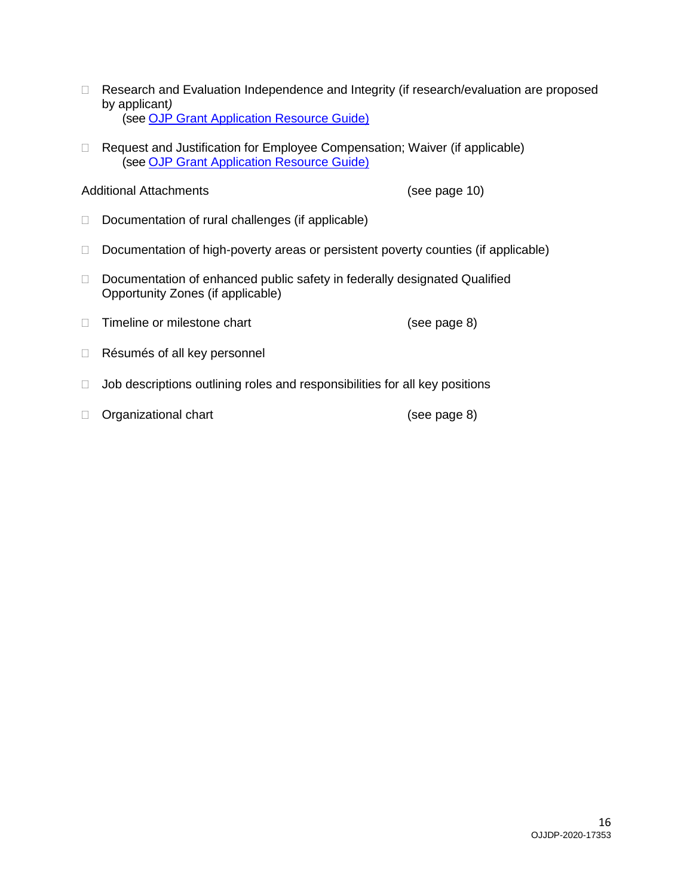- Research and Evaluation Independence and Integrity (if research/evaluation are proposed by applicant)
  (see [OJP Grant Application Resource Guide)](#)

- Request and Justification for Employee Compensation; Waiver (if applicable)
  (see [OJP Grant Application Resource Guide)](#)

Additional Attachments (see page 10)

- Documentation of rural challenges (if applicable)

- Documentation of high-poverty areas or persistent poverty counties (if applicable)

- Documentation of enhanced public safety in federally designated Qualified Opportunity Zones (if applicable)

- Timeline or milestone chart (see page 8)

- Résumés of all key personnel

- Job descriptions outlining roles and responsibilities for all key positions

- Organizational chart (see page 8)